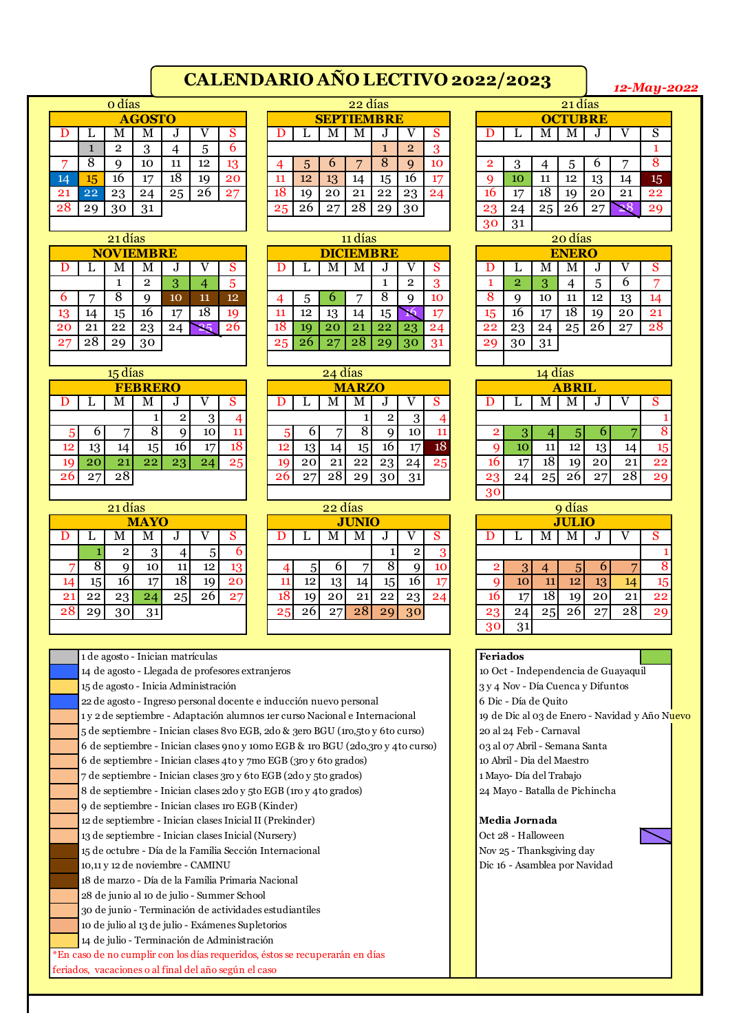# CALENDARIO AÑO LECTIVO 2022/2023

*12-May-2022*

## AGOSTO — 0 días

| D | L | M | M | J | V | S |
|---|---|---|---|---|---|---|
| | 1 | 2 | 3 | 4 | 5 | 6 |
| 7 | 8 | 9 | 10 | 11 | 12 | 13 |
| 14 | 15 | 16 | 17 | 18 | 19 | 20 |
| 21 | 22 | 23 | 24 | 25 | 26 | 27 |
| 28 | 29 | 30 | 31 | | | |

## SEPTIEMBRE — 22 días

| D | L | M | M | J | V | S |
|---|---|---|---|---|---|---|
| | | | | 1 | 2 | 3 |
| 4 | 5 | 6 | 7 | 8 | 9 | 10 |
| 11 | 12 | 13 | 14 | 15 | 16 | 17 |
| 18 | 19 | 20 | 21 | 22 | 23 | 24 |
| 25 | 26 | 27 | 28 | 29 | 30 | |

## OCTUBRE — 21 días

| D | L | M | M | J | V | S |
|---|---|---|---|---|---|---|
| | | | | | | 1 |
| 2 | 3 | 4 | 5 | 6 | 7 | 8 |
| 9 | 10 | 11 | 12 | 13 | 14 | 15 |
| 16 | 17 | 18 | 19 | 20 | 21 | 22 |
| 23 | 24 | 25 | 26 | 27 | 28 | 29 |
| 30 | 31 | | | | | |

## NOVIEMBRE — 21 días

| D | L | M | M | J | V | S |
|---|---|---|---|---|---|---|
| | | 1 | 2 | 3 | 4 | 5 |
| 6 | 7 | 8 | 9 | 10 | 11 | 12 |
| 13 | 14 | 15 | 16 | 17 | 18 | 19 |
| 20 | 21 | 22 | 23 | 24 | 25 | 26 |
| 27 | 28 | 29 | 30 | | | |

## DICIEMBRE — 11 días

| D | L | M | M | J | V | S |
|---|---|---|---|---|---|---|
| | | | | 1 | 2 | 3 |
| 4 | 5 | 6 | 7 | 8 | 9 | 10 |
| 11 | 12 | 13 | 14 | 15 | 16 | 17 |
| 18 | 19 | 20 | 21 | 22 | 23 | 24 |
| 25 | 26 | 27 | 28 | 29 | 30 | 31 |

## ENERO — 20 días

| D | L | M | M | J | V | S |
|---|---|---|---|---|---|---|
| 1 | 2 | 3 | 4 | 5 | 6 | 7 |
| 8 | 9 | 10 | 11 | 12 | 13 | 14 |
| 15 | 16 | 17 | 18 | 19 | 20 | 21 |
| 22 | 23 | 24 | 25 | 26 | 27 | 28 |
| 29 | 30 | 31 | | | | |

## FEBRERO — 15 días

| D | L | M | M | J | V | S |
|---|---|---|---|---|---|---|
| | | | 1 | 2 | 3 | 4 |
| 5 | 6 | 7 | 8 | 9 | 10 | 11 |
| 12 | 13 | 14 | 15 | 16 | 17 | 18 |
| 19 | 20 | 21 | 22 | 23 | 24 | 25 |
| 26 | 27 | 28 | | | | |

## MARZO — 24 días

| D | L | M | M | J | V | S |
|---|---|---|---|---|---|---|
| | | | 1 | 2 | 3 | 4 |
| 5 | 6 | 7 | 8 | 9 | 10 | 11 |
| 12 | 13 | 14 | 15 | 16 | 17 | 18 |
| 19 | 20 | 21 | 22 | 23 | 24 | 25 |
| 26 | 27 | 28 | 29 | 30 | 31 | |

## ABRIL — 14 días

| D | L | M | M | J | V | S |
|---|---|---|---|---|---|---|
| | | | | | | 1 |
| 2 | 3 | 4 | 5 | 6 | 7 | 8 |
| 9 | 10 | 11 | 12 | 13 | 14 | 15 |
| 16 | 17 | 18 | 19 | 20 | 21 | 22 |
| 23 | 24 | 25 | 26 | 27 | 28 | 29 |
| 30 | | | | | | |

## MAYO — 21 días

| D | L | M | M | J | V | S |
|---|---|---|---|---|---|---|
| | 1 | 2 | 3 | 4 | 5 | 6 |
| 7 | 8 | 9 | 10 | 11 | 12 | 13 |
| 14 | 15 | 16 | 17 | 18 | 19 | 20 |
| 21 | 22 | 23 | 24 | 25 | 26 | 27 |
| 28 | 29 | 30 | 31 | | | |

## JUNIO — 22 días

| D | L | M | M | J | V | S |
|---|---|---|---|---|---|---|
| | | | | 1 | 2 | 3 |
| 4 | 5 | 6 | 7 | 8 | 9 | 10 |
| 11 | 12 | 13 | 14 | 15 | 16 | 17 |
| 18 | 19 | 20 | 21 | 22 | 23 | 24 |
| 25 | 26 | 27 | 28 | 29 | 30 | |

## JULIO — 9 días

| D | L | M | M | J | V | S |
|---|---|---|---|---|---|---|
| | | | | | | 1 |
| 2 | 3 | 4 | 5 | 6 | 7 | 8 |
| 9 | 10 | 11 | 12 | 13 | 14 | 15 |
| 16 | 17 | 18 | 19 | 20 | 21 | 22 |
| 23 | 24 | 25 | 26 | 27 | 28 | 29 |
| 30 | 31 | | | | | |

- 1 de agosto - Inician matrículas
- 14 de agosto - Llegada de profesores extranjeros
- 15 de agosto - Inicia Administración
- 22 de agosto - Ingreso personal docente e inducción nuevo personal
- 1 y 2 de septiembre - Adaptación alumnos 1er curso Nacional e Internacional
- 5 de septiembre - Inician clases 8vo EGB, 2do & 3ero BGU (1ro,5to y 6to curso)
- 6 de septiembre - Inician clases 9no y 10mo EGB & 1ro BGU (2do,3ro y 4to curso)
- 6 de septiembre - Inician clases 4to y 7mo EGB (3ro y 6to grados)
- 7 de septiembre - Inician clases 3ro y 6to EGB (2do y 5to grados)
- 8 de septiembre - Inician clases 2do y 5to EGB (1ro y 4to grados)
- 9 de septiembre - Inician clases 1ro EGB (Kinder)
- 12 de septiembre - Inician clases Inicial II (Prekinder)
- 13 de septiembre - Inician clases Inicial (Nursery)
- 15 de octubre - Día de la Familia Sección Internacional
- 10,11 y 12 de noviembre - CAMINU
- 18 de marzo - Día de la Familia Primaria Nacional
- 28 de junio al 10 de julio - Summer School
- 30 de junio - Terminación de actividades estudiantiles
- 10 de julio al 13 de julio - Exámenes Supletorios
- 14 de julio - Terminación de Administración

*En caso de no cumplir con los días requeridos, éstos se recuperarán en días feriados, vacaciones o al final del año según el caso

**Feriados**

- 10 Oct - Independencia de Guayaquil
- 3 y 4 Nov - Día Cuenca y Difuntos
- 6 Dic - Día de Quito
- 19 de Dic al 03 de Enero - Navidad y Año Nuevo
- 20 al 24 Feb - Carnaval
- 03 al 07 Abril - Semana Santa
- 10 Abril - Dia del Maestro
- 1 Mayo- Día del Trabajo
- 24 Mayo - Batalla de Pichincha

**Media Jornada**

- Oct 28 - Halloween
- Nov 25 - Thanksgiving day
- Dic 16 - Asamblea por Navidad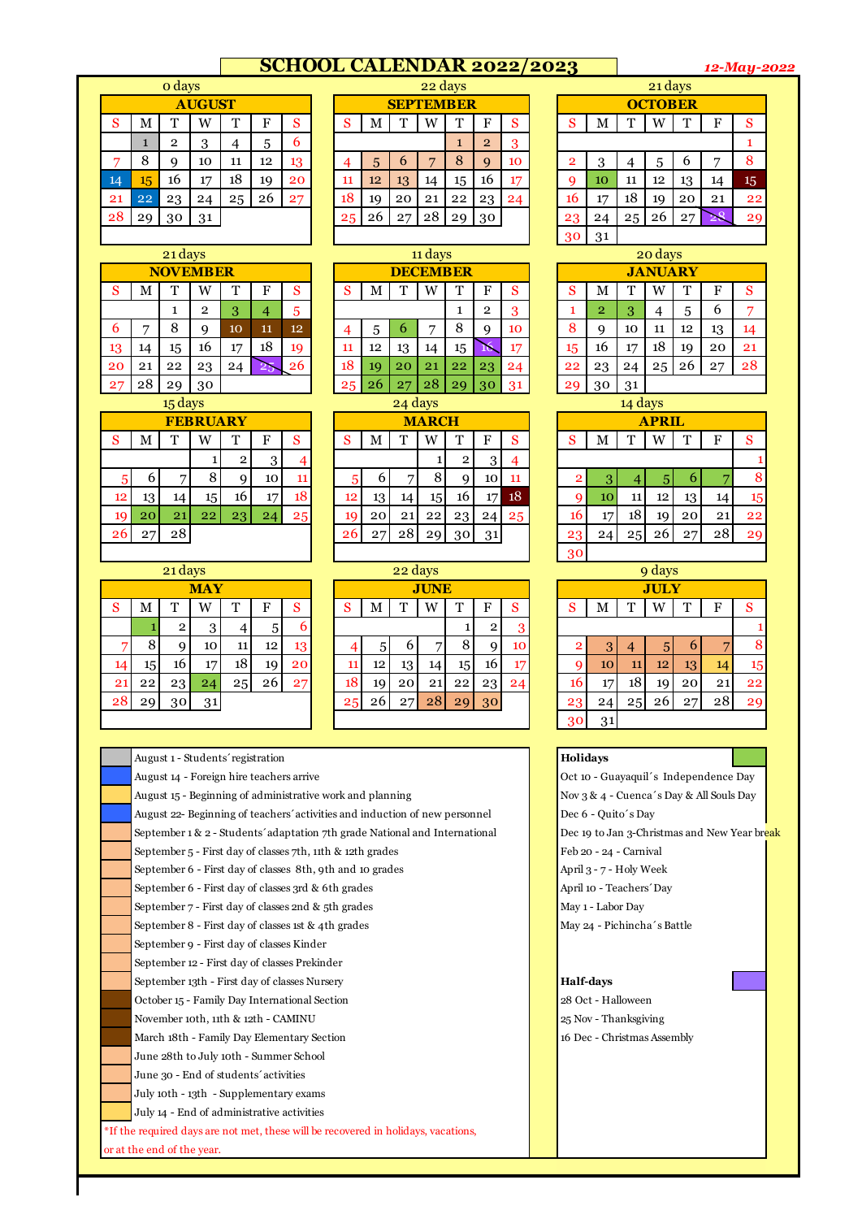# SCHOOL CALENDAR 2022/2023

*12-May-2022*

**AUGUST** — 0 days

| S | M | T | W | T | F | S |
|---|---|---|---|---|---|---|
| | 1 | 2 | 3 | 4 | 5 | 6 |
| 7 | 8 | 9 | 10 | 11 | 12 | 13 |
| 14 | 15 | 16 | 17 | 18 | 19 | 20 |
| 21 | 22 | 23 | 24 | 25 | 26 | 27 |
| 28 | 29 | 30 | 31 | | | |

**SEPTEMBER** — 22 days

| S | M | T | W | T | F | S |
|---|---|---|---|---|---|---|
| | | | | 1 | 2 | 3 |
| 4 | 5 | 6 | 7 | 8 | 9 | 10 |
| 11 | 12 | 13 | 14 | 15 | 16 | 17 |
| 18 | 19 | 20 | 21 | 22 | 23 | 24 |
| 25 | 26 | 27 | 28 | 29 | 30 | |

**OCTOBER** — 21 days

| S | M | T | W | T | F | S |
|---|---|---|---|---|---|---|
| | | | | | | 1 |
| 2 | 3 | 4 | 5 | 6 | 7 | 8 |
| 9 | 10 | 11 | 12 | 13 | 14 | 15 |
| 16 | 17 | 18 | 19 | 20 | 21 | 22 |
| 23 | 24 | 25 | 26 | 27 | 28 | 29 |
| 30 | 31 | | | | | |

**NOVEMBER** — 21 days

| S | M | T | W | T | F | S |
|---|---|---|---|---|---|---|
| | | 1 | 2 | 3 | 4 | 5 |
| 6 | 7 | 8 | 9 | 10 | 11 | 12 |
| 13 | 14 | 15 | 16 | 17 | 18 | 19 |
| 20 | 21 | 22 | 23 | 24 | 25 | 26 |
| 27 | 28 | 29 | 30 | | | |

**DECEMBER** — 11 days

| S | M | T | W | T | F | S |
|---|---|---|---|---|---|---|
| | | | | 1 | 2 | 3 |
| 4 | 5 | 6 | 7 | 8 | 9 | 10 |
| 11 | 12 | 13 | 14 | 15 | 16 | 17 |
| 18 | 19 | 20 | 21 | 22 | 23 | 24 |
| 25 | 26 | 27 | 28 | 29 | 30 | 31 |

**JANUARY** — 20 days

| S | M | T | W | T | F | S |
|---|---|---|---|---|---|---|
| 1 | 2 | 3 | 4 | 5 | 6 | 7 |
| 8 | 9 | 10 | 11 | 12 | 13 | 14 |
| 15 | 16 | 17 | 18 | 19 | 20 | 21 |
| 22 | 23 | 24 | 25 | 26 | 27 | 28 |
| 29 | 30 | 31 | | | | |

**FEBRUARY** — 15 days

| S | M | T | W | T | F | S |
|---|---|---|---|---|---|---|
| | | | 1 | 2 | 3 | 4 |
| 5 | 6 | 7 | 8 | 9 | 10 | 11 |
| 12 | 13 | 14 | 15 | 16 | 17 | 18 |
| 19 | 20 | 21 | 22 | 23 | 24 | 25 |
| 26 | 27 | 28 | | | | |

**MARCH** — 24 days

| S | M | T | W | T | F | S |
|---|---|---|---|---|---|---|
| | | | 1 | 2 | 3 | 4 |
| 5 | 6 | 7 | 8 | 9 | 10 | 11 |
| 12 | 13 | 14 | 15 | 16 | 17 | 18 |
| 19 | 20 | 21 | 22 | 23 | 24 | 25 |
| 26 | 27 | 28 | 29 | 30 | 31 | |

**APRIL** — 14 days

| S | M | T | W | T | F | S |
|---|---|---|---|---|---|---|
| | | | | | | 1 |
| 2 | 3 | 4 | 5 | 6 | 7 | 8 |
| 9 | 10 | 11 | 12 | 13 | 14 | 15 |
| 16 | 17 | 18 | 19 | 20 | 21 | 22 |
| 23 | 24 | 25 | 26 | 27 | 28 | 29 |
| 30 | | | | | | |

**MAY** — 21 days

| S | M | T | W | T | F | S |
|---|---|---|---|---|---|---|
| | 1 | 2 | 3 | 4 | 5 | 6 |
| 7 | 8 | 9 | 10 | 11 | 12 | 13 |
| 14 | 15 | 16 | 17 | 18 | 19 | 20 |
| 21 | 22 | 23 | 24 | 25 | 26 | 27 |
| 28 | 29 | 30 | 31 | | | |

**JUNE** — 22 days

| S | M | T | W | T | F | S |
|---|---|---|---|---|---|---|
| | | | | 1 | 2 | 3 |
| 4 | 5 | 6 | 7 | 8 | 9 | 10 |
| 11 | 12 | 13 | 14 | 15 | 16 | 17 |
| 18 | 19 | 20 | 21 | 22 | 23 | 24 |
| 25 | 26 | 27 | 28 | 29 | 30 | |

**JULY** — 9 days

| S | M | T | W | T | F | S |
|---|---|---|---|---|---|---|
| | | | | | | 1 |
| 2 | 3 | 4 | 5 | 6 | 7 | 8 |
| 9 | 10 | 11 | 12 | 13 | 14 | 15 |
| 16 | 17 | 18 | 19 | 20 | 21 | 22 |
| 23 | 24 | 25 | 26 | 27 | 28 | 29 |
| 30 | 31 | | | | | |

- August 1 - Students´registration
- August 14 - Foreign hire teachers arrive
- August 15 - Beginning of administrative work and planning
- August 22- Beginning of teachers´activities and induction of new personnel
- September 1 & 2 - Students´adaptation 7th grade National and International
- September 5 - First day of classes 7th, 11th & 12th grades
- September 6 - First day of classes 8th, 9th and 10 grades
- September 6 - First day of classes 3rd & 6th grades
- September 7 - First day of classes 2nd & 5th grades
- September 8 - First day of classes 1st & 4th grades
- September 9 - First day of classes Kinder
- September 12 - First day of classes Prekinder
- September 13th - First day of classes Nursery
- October 15 - Family Day International Section
- November 10th, 11th & 12th - CAMINU
- March 18th - Family Day Elementary Section
- June 28th to July 10th - Summer School
- June 30 - End of students´activities
- July 10th - 13th - Supplementary exams
- July 14 - End of administrative activities

*If the required days are not met, these will be recovered in holidays, vacations, or at the end of the year.

**Holidays**

- Oct 10 - Guayaquil´s Independence Day
- Nov 3 & 4 - Cuenca´s Day & All Souls Day
- Dec 6 - Quito´s Day
- Dec 19 to Jan 3-Christmas and New Year break
- Feb 20 - 24 - Carnival
- April 3 - 7 - Holy Week
- April 10 - Teachers´Day
- May 1 - Labor Day
- May 24 - Pichincha´s Battle

**Half-days**

- 28 Oct - Halloween
- 25 Nov - Thanksgiving
- 16 Dec - Christmas Assembly